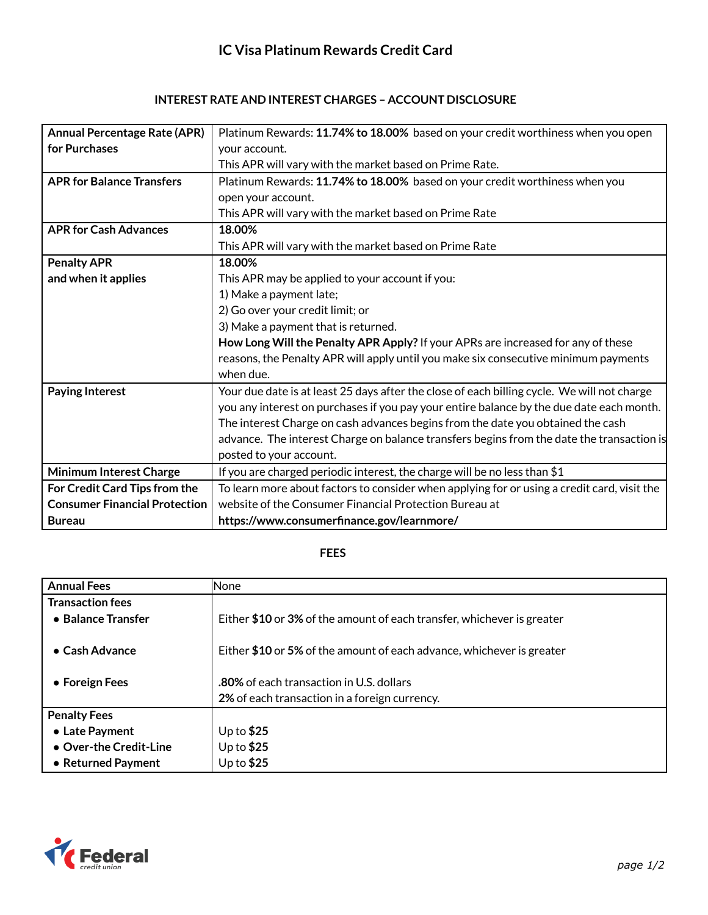# IC Visa Platinum Rewards Credit Card

## INTEREST RATE AND INTEREST CHARGES – ACCOUNT DISCLOSURE

| | |
|---|---|
| **Annual Percentage Rate (APR) for Purchases** | Platinum Rewards: **11.74% to 18.00%** based on your credit worthiness when you open your account.<br>This APR will vary with the market based on Prime Rate. |
| **APR for Balance Transfers** | Platinum Rewards: **11.74% to 18.00%** based on your credit worthiness when you open your account.<br>This APR will vary with the market based on Prime Rate |
| **APR for Cash Advances** | **18.00%**<br>This APR will vary with the market based on Prime Rate |
| **Penalty APR and when it applies** | **18.00%**<br>This APR may be applied to your account if you:<br>1) Make a payment late;<br>2) Go over your credit limit; or<br>3) Make a payment that is returned.<br>**How Long Will the Penalty APR Apply?** If your APRs are increased for any of these reasons, the Penalty APR will apply until you make six consecutive minimum payments when due. |
| **Paying Interest** | Your due date is at least 25 days after the close of each billing cycle. We will not charge you any interest on purchases if you pay your entire balance by the due date each month. The interest Charge on cash advances begins from the date you obtained the cash advance. The interest Charge on balance transfers begins from the date the transaction is posted to your account. |
| **Minimum Interest Charge** | If you are charged periodic interest, the charge will be no less than $1 |
| **For Credit Card Tips from the Consumer Financial Protection Bureau** | To learn more about factors to consider when applying for or using a credit card, visit the website of the Consumer Financial Protection Bureau at **https://www.consumerfinance.gov/learnmore/** |

## FEES

| | |
|---|---|
| **Annual Fees** | None |
| **Transaction fees** | |
| • **Balance Transfer** | Either **$10** or **3%** of the amount of each transfer, whichever is greater |
| • **Cash Advance** | Either **$10** or **5%** of the amount of each advance, whichever is greater |
| • **Foreign Fees** | **.80%** of each transaction in U.S. dollars<br>**2%** of each transaction in a foreign currency. |
| **Penalty Fees** | |
| • **Late Payment** | Up to **$25** |
| • **Over-the Credit-Line** | Up to **$25** |
| • **Returned Payment** | Up to **$25** |

Federal credit union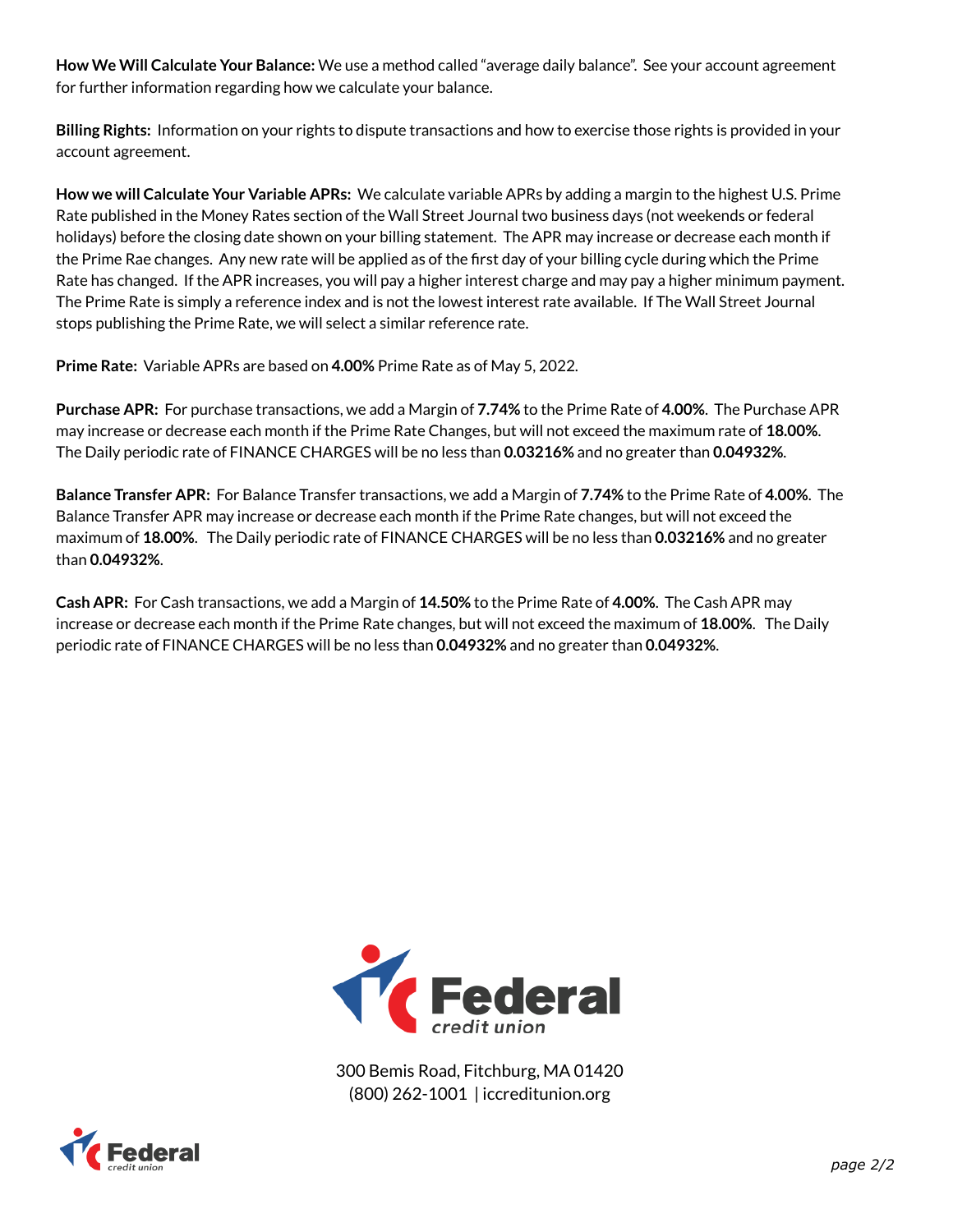**How We Will Calculate Your Balance:** We use a method called "average daily balance". See your account agreement for further information regarding how we calculate your balance.

**Billing Rights:** Information on your rights to dispute transactions and how to exercise those rights is provided in your account agreement.

**How we will Calculate Your Variable APRs:** We calculate variable APRs by adding a margin to the highest U.S. Prime Rate published in the Money Rates section of the Wall Street Journal two business days (not weekends or federal holidays) before the closing date shown on your billing statement. The APR may increase or decrease each month if the Prime Rae changes. Any new rate will be applied as of the first day of your billing cycle during which the Prime Rate has changed. If the APR increases, you will pay a higher interest charge and may pay a higher minimum payment. The Prime Rate is simply a reference index and is not the lowest interest rate available. If The Wall Street Journal stops publishing the Prime Rate, we will select a similar reference rate.

**Prime Rate:** Variable APRs are based on **4.00%** Prime Rate as of May 5, 2022.

**Purchase APR:** For purchase transactions, we add a Margin of **7.74%** to the Prime Rate of **4.00%**. The Purchase APR may increase or decrease each month if the Prime Rate Changes, but will not exceed the maximum rate of **18.00%**. The Daily periodic rate of FINANCE CHARGES will be no less than **0.03216%** and no greater than **0.04932%**.

**Balance Transfer APR:** For Balance Transfer transactions, we add a Margin of **7.74%** to the Prime Rate of **4.00%**. The Balance Transfer APR may increase or decrease each month if the Prime Rate changes, but will not exceed the maximum of **18.00%**. The Daily periodic rate of FINANCE CHARGES will be no less than **0.03216%** and no greater than **0.04932%**.

**Cash APR:** For Cash transactions, we add a Margin of **14.50%** to the Prime Rate of **4.00%**. The Cash APR may increase or decrease each month if the Prime Rate changes, but will not exceed the maximum of **18.00%**. The Daily periodic rate of FINANCE CHARGES will be no less than **0.04932%** and no greater than **0.04932%**.

Federal credit union

300 Bemis Road, Fitchburg, MA 01420
(800) 262-1001 | iccreditunion.org